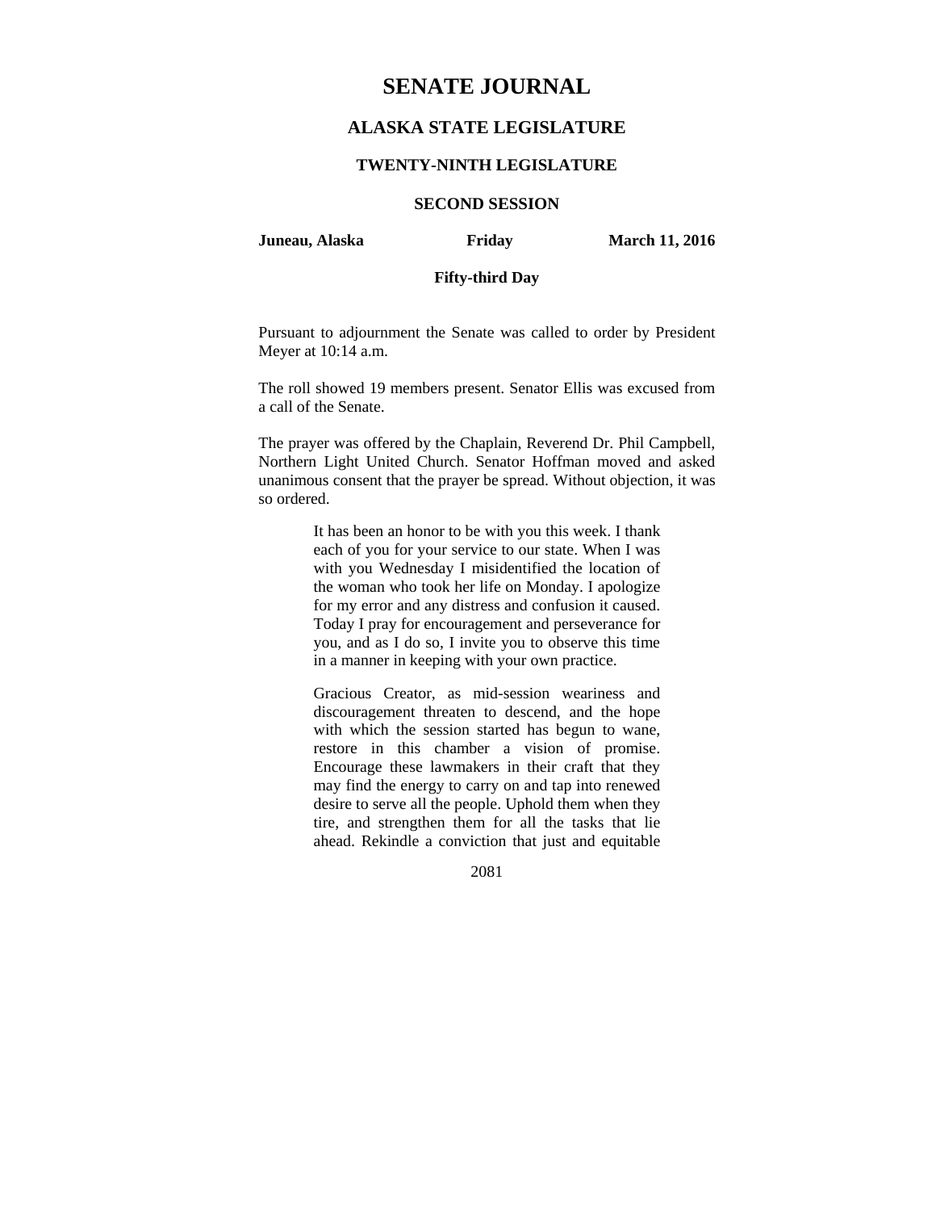# SENATE JOURNAL

## ALASKA STATE LEGISLATURE

### TWENTY-NINTH LEGISLATURE

### SECOND SESSION

**Juneau, Alaska** **Friday** **March 11, 2016**

**Fifty-third Day**

Pursuant to adjournment the Senate was called to order by President Meyer at 10:14 a.m.

The roll showed 19 members present. Senator Ellis was excused from a call of the Senate.

The prayer was offered by the Chaplain, Reverend Dr. Phil Campbell, Northern Light United Church. Senator Hoffman moved and asked unanimous consent that the prayer be spread. Without objection, it was so ordered.

> It has been an honor to be with you this week. I thank each of you for your service to our state. When I was with you Wednesday I misidentified the location of the woman who took her life on Monday. I apologize for my error and any distress and confusion it caused. Today I pray for encouragement and perseverance for you, and as I do so, I invite you to observe this time in a manner in keeping with your own practice.
>
> Gracious Creator, as mid-session weariness and discouragement threaten to descend, and the hope with which the session started has begun to wane, restore in this chamber a vision of promise. Encourage these lawmakers in their craft that they may find the energy to carry on and tap into renewed desire to serve all the people. Uphold them when they tire, and strengthen them for all the tasks that lie ahead. Rekindle a conviction that just and equitable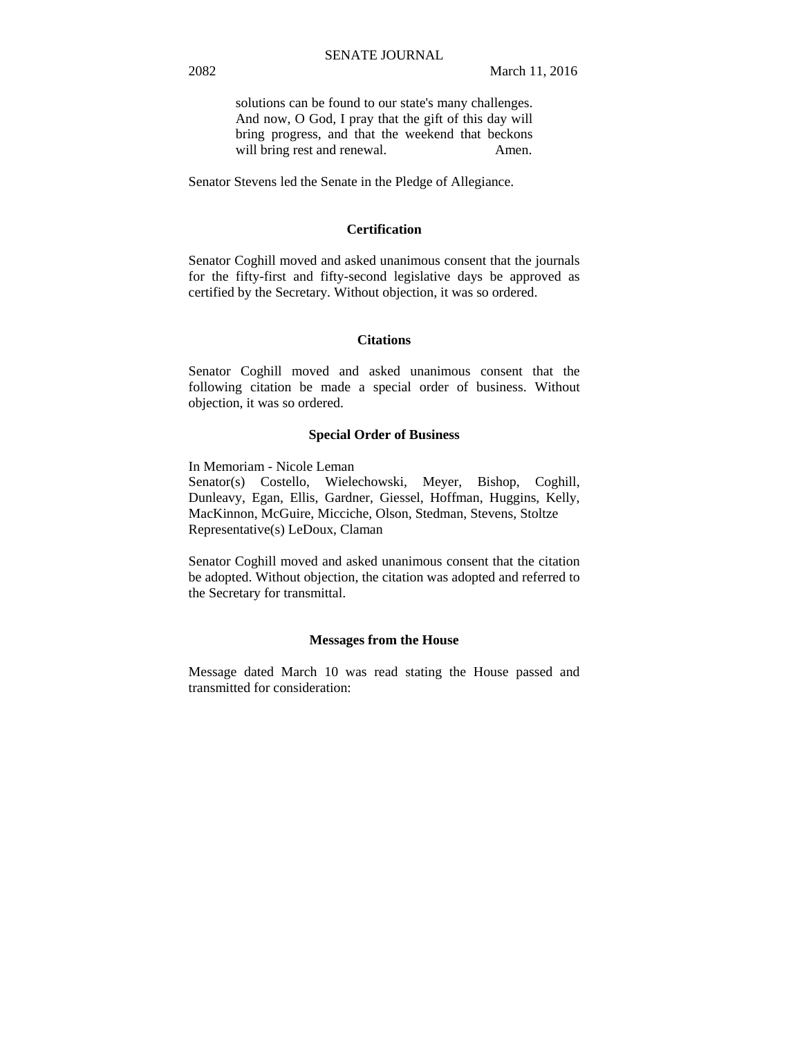solutions can be found to our state's many challenges. And now, O God, I pray that the gift of this day will bring progress, and that the weekend that beckons will bring rest and renewal. Amen.

Senator Stevens led the Senate in the Pledge of Allegiance.

## Certification

Senator Coghill moved and asked unanimous consent that the journals for the fifty-first and fifty-second legislative days be approved as certified by the Secretary. Without objection, it was so ordered.

## Citations

Senator Coghill moved and asked unanimous consent that the following citation be made a special order of business. Without objection, it was so ordered.

## Special Order of Business

In Memoriam - Nicole Leman
Senator(s) Costello, Wielechowski, Meyer, Bishop, Coghill, Dunleavy, Egan, Ellis, Gardner, Giessel, Hoffman, Huggins, Kelly, MacKinnon, McGuire, Micciche, Olson, Stedman, Stevens, Stoltze
Representative(s) LeDoux, Claman

Senator Coghill moved and asked unanimous consent that the citation be adopted. Without objection, the citation was adopted and referred to the Secretary for transmittal.

## Messages from the House

Message dated March 10 was read stating the House passed and transmitted for consideration: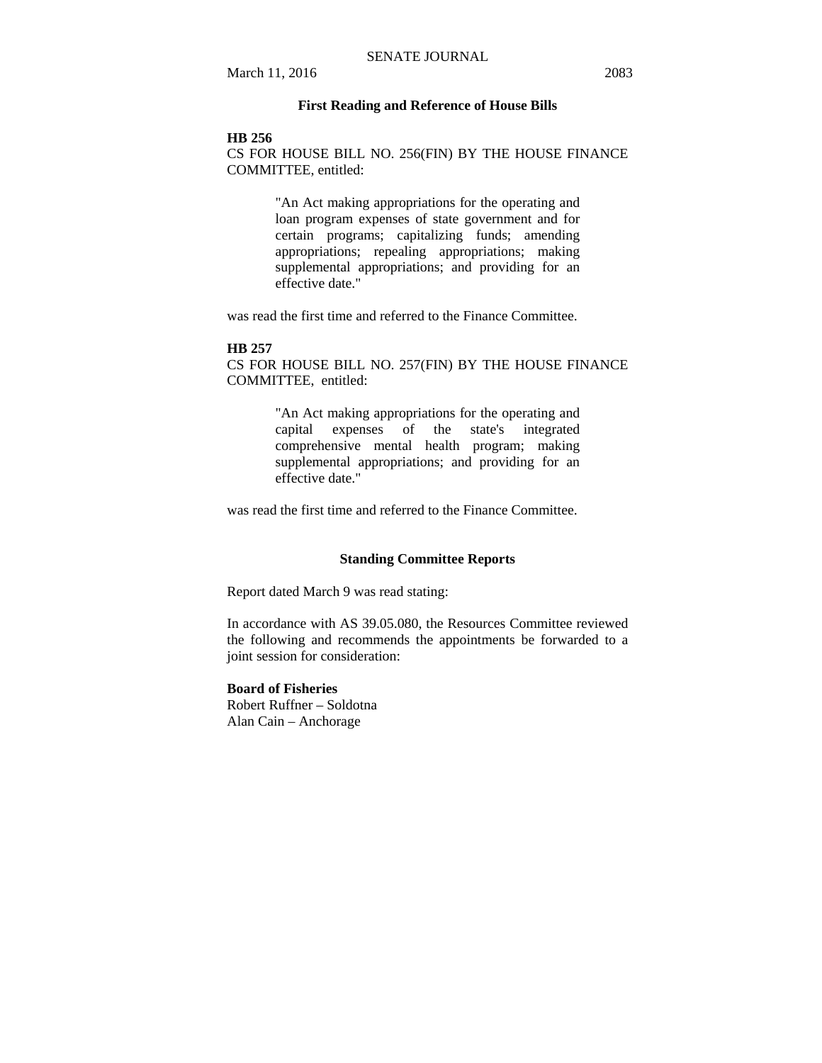## First Reading and Reference of House Bills

**HB 256**
CS FOR HOUSE BILL NO. 256(FIN) BY THE HOUSE FINANCE COMMITTEE, entitled:

> "An Act making appropriations for the operating and loan program expenses of state government and for certain programs; capitalizing funds; amending appropriations; repealing appropriations; making supplemental appropriations; and providing for an effective date."

was read the first time and referred to the Finance Committee.

**HB 257**
CS FOR HOUSE BILL NO. 257(FIN) BY THE HOUSE FINANCE COMMITTEE, entitled:

> "An Act making appropriations for the operating and capital expenses of the state's integrated comprehensive mental health program; making supplemental appropriations; and providing for an effective date."

was read the first time and referred to the Finance Committee.

## Standing Committee Reports

Report dated March 9 was read stating:

In accordance with AS 39.05.080, the Resources Committee reviewed the following and recommends the appointments be forwarded to a joint session for consideration:

**Board of Fisheries**
Robert Ruffner – Soldotna
Alan Cain – Anchorage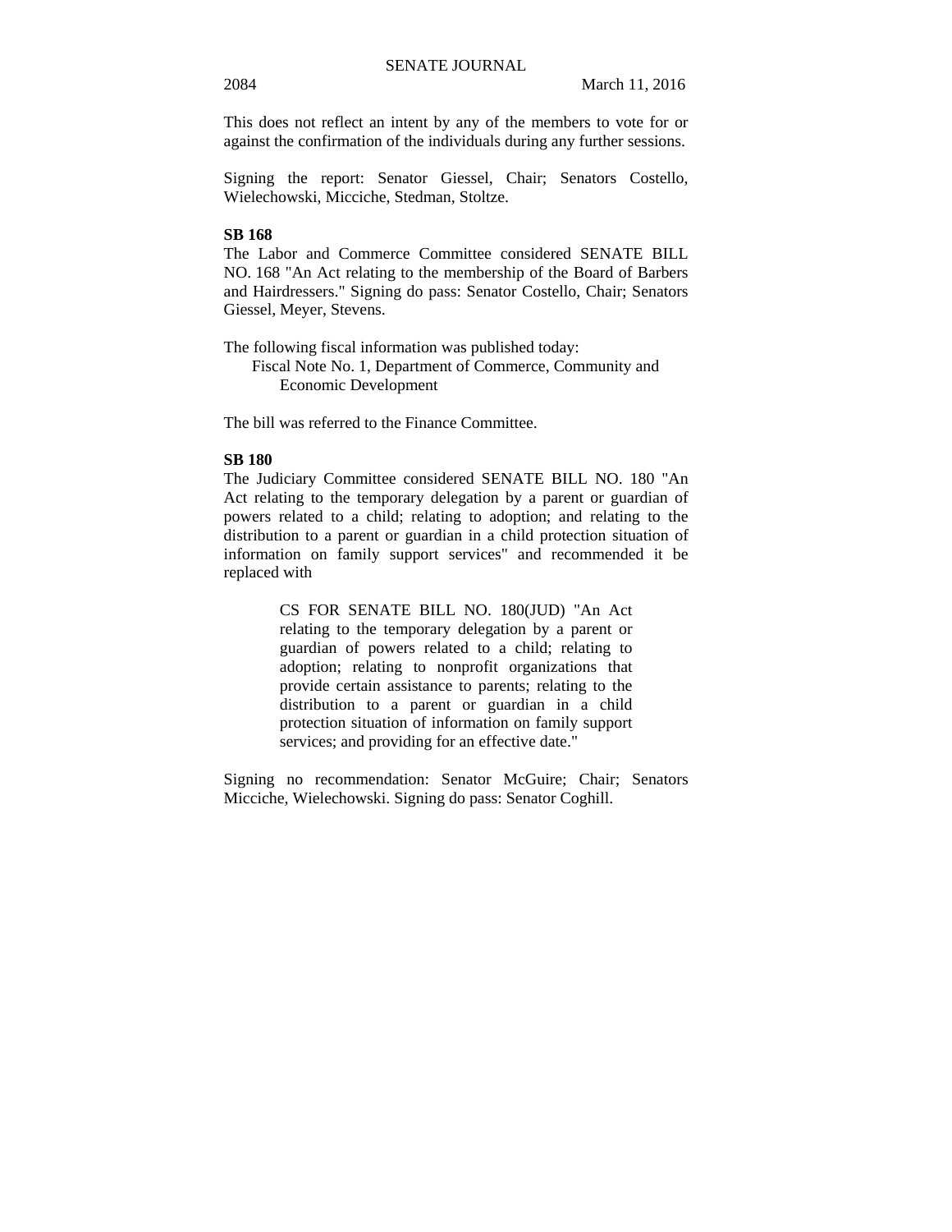This does not reflect an intent by any of the members to vote for or against the confirmation of the individuals during any further sessions.

Signing the report: Senator Giessel, Chair; Senators Costello, Wielechowski, Micciche, Stedman, Stoltze.

**SB 168**

The Labor and Commerce Committee considered SENATE BILL NO. 168 "An Act relating to the membership of the Board of Barbers and Hairdressers." Signing do pass: Senator Costello, Chair; Senators Giessel, Meyer, Stevens.

The following fiscal information was published today:

Fiscal Note No. 1, Department of Commerce, Community and Economic Development

The bill was referred to the Finance Committee.

**SB 180**

The Judiciary Committee considered SENATE BILL NO. 180 "An Act relating to the temporary delegation by a parent or guardian of powers related to a child; relating to adoption; and relating to the distribution to a parent or guardian in a child protection situation of information on family support services" and recommended it be replaced with

> CS FOR SENATE BILL NO. 180(JUD) "An Act relating to the temporary delegation by a parent or guardian of powers related to a child; relating to adoption; relating to nonprofit organizations that provide certain assistance to parents; relating to the distribution to a parent or guardian in a child protection situation of information on family support services; and providing for an effective date."

Signing no recommendation: Senator McGuire; Chair; Senators Micciche, Wielechowski. Signing do pass: Senator Coghill.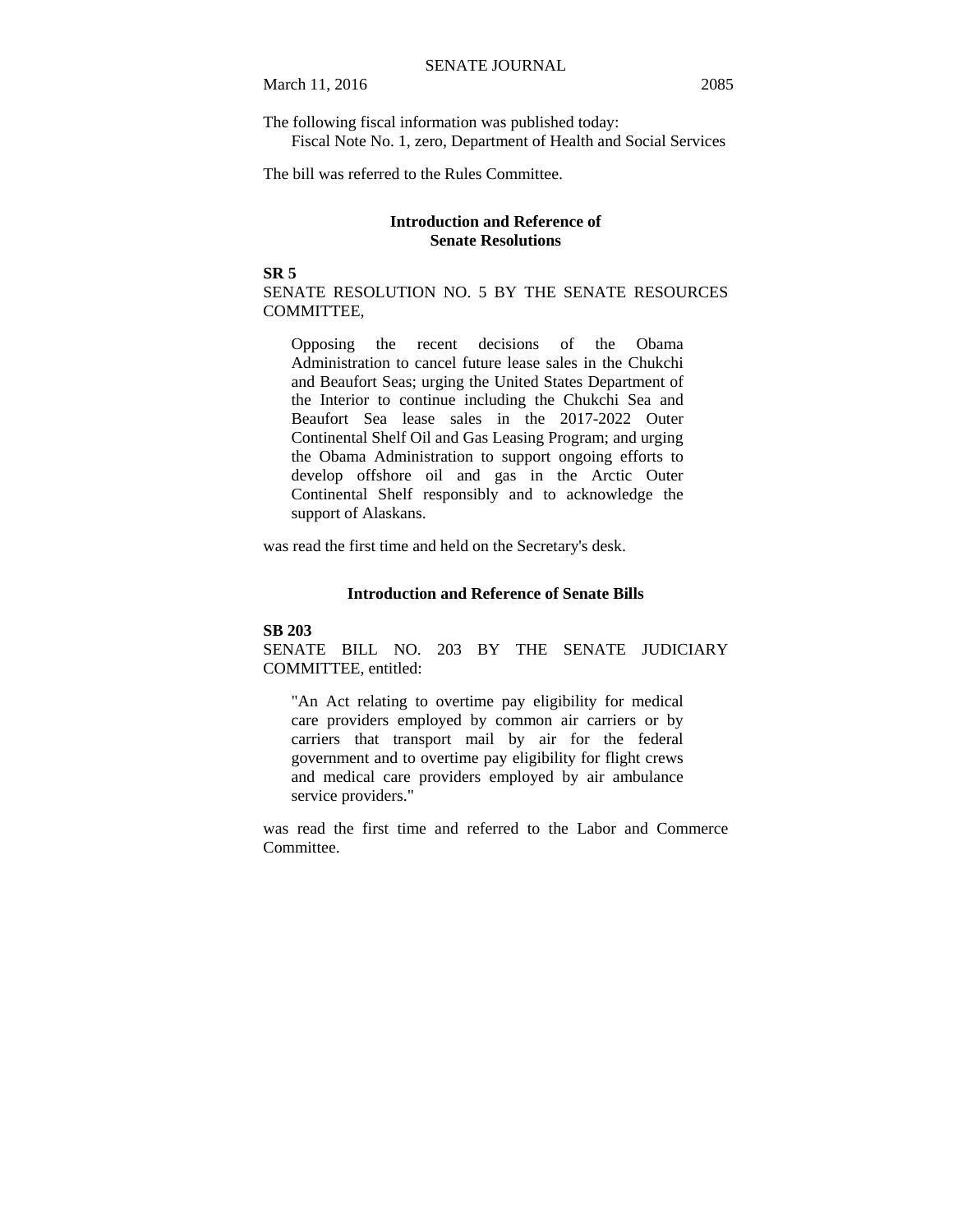The following fiscal information was published today:

Fiscal Note No. 1, zero, Department of Health and Social Services

The bill was referred to the Rules Committee.

## Introduction and Reference of Senate Resolutions

**SR 5**

SENATE RESOLUTION NO. 5 BY THE SENATE RESOURCES COMMITTEE,

> Opposing the recent decisions of the Obama Administration to cancel future lease sales in the Chukchi and Beaufort Seas; urging the United States Department of the Interior to continue including the Chukchi Sea and Beaufort Sea lease sales in the 2017-2022 Outer Continental Shelf Oil and Gas Leasing Program; and urging the Obama Administration to support ongoing efforts to develop offshore oil and gas in the Arctic Outer Continental Shelf responsibly and to acknowledge the support of Alaskans.

was read the first time and held on the Secretary's desk.

## Introduction and Reference of Senate Bills

**SB 203**

SENATE BILL NO. 203 BY THE SENATE JUDICIARY COMMITTEE, entitled:

> "An Act relating to overtime pay eligibility for medical care providers employed by common air carriers or by carriers that transport mail by air for the federal government and to overtime pay eligibility for flight crews and medical care providers employed by air ambulance service providers."

was read the first time and referred to the Labor and Commerce Committee.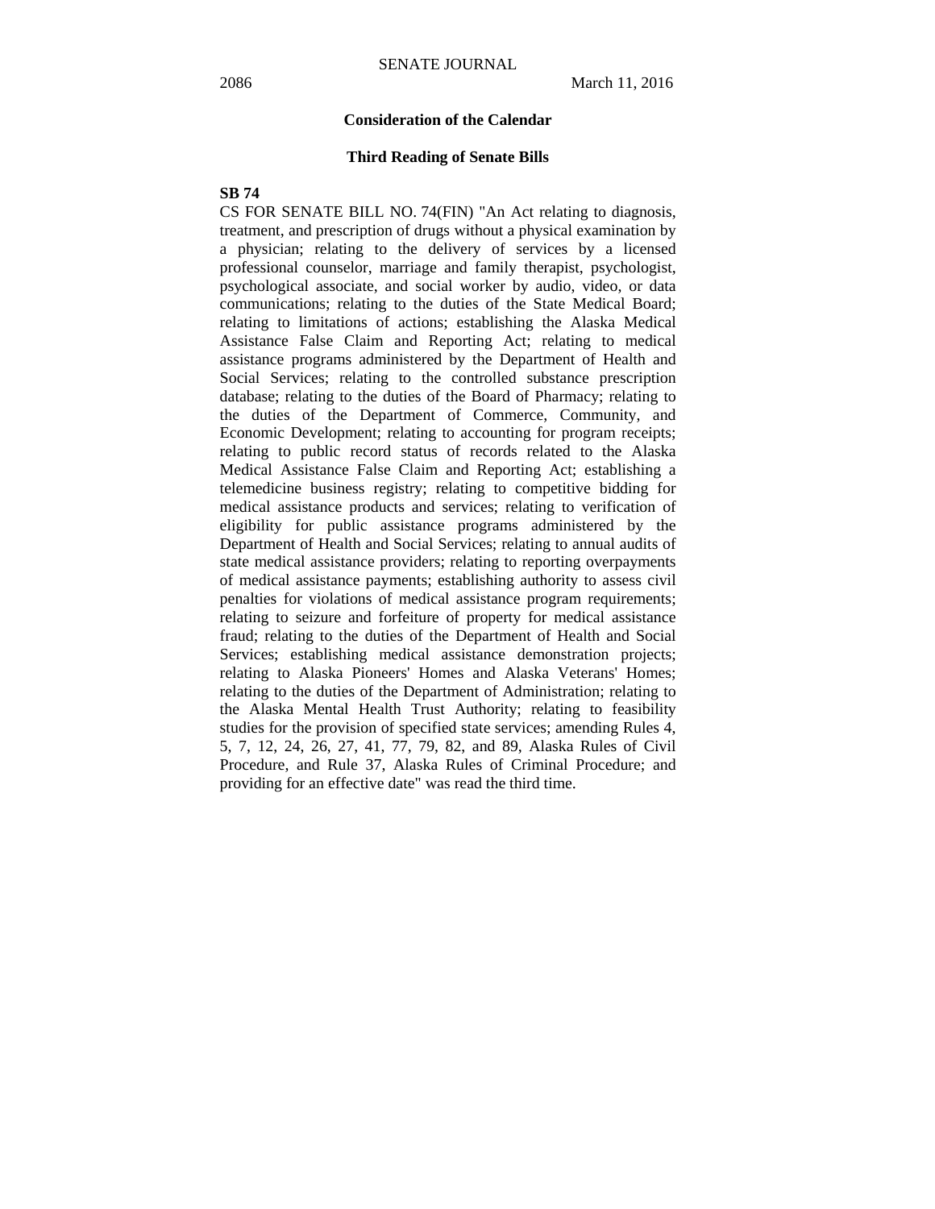## Consideration of the Calendar

### Third Reading of Senate Bills

**SB 74**

CS FOR SENATE BILL NO. 74(FIN) "An Act relating to diagnosis, treatment, and prescription of drugs without a physical examination by a physician; relating to the delivery of services by a licensed professional counselor, marriage and family therapist, psychologist, psychological associate, and social worker by audio, video, or data communications; relating to the duties of the State Medical Board; relating to limitations of actions; establishing the Alaska Medical Assistance False Claim and Reporting Act; relating to medical assistance programs administered by the Department of Health and Social Services; relating to the controlled substance prescription database; relating to the duties of the Board of Pharmacy; relating to the duties of the Department of Commerce, Community, and Economic Development; relating to accounting for program receipts; relating to public record status of records related to the Alaska Medical Assistance False Claim and Reporting Act; establishing a telemedicine business registry; relating to competitive bidding for medical assistance products and services; relating to verification of eligibility for public assistance programs administered by the Department of Health and Social Services; relating to annual audits of state medical assistance providers; relating to reporting overpayments of medical assistance payments; establishing authority to assess civil penalties for violations of medical assistance program requirements; relating to seizure and forfeiture of property for medical assistance fraud; relating to the duties of the Department of Health and Social Services; establishing medical assistance demonstration projects; relating to Alaska Pioneers' Homes and Alaska Veterans' Homes; relating to the duties of the Department of Administration; relating to the Alaska Mental Health Trust Authority; relating to feasibility studies for the provision of specified state services; amending Rules 4, 5, 7, 12, 24, 26, 27, 41, 77, 79, 82, and 89, Alaska Rules of Civil Procedure, and Rule 37, Alaska Rules of Criminal Procedure; and providing for an effective date" was read the third time.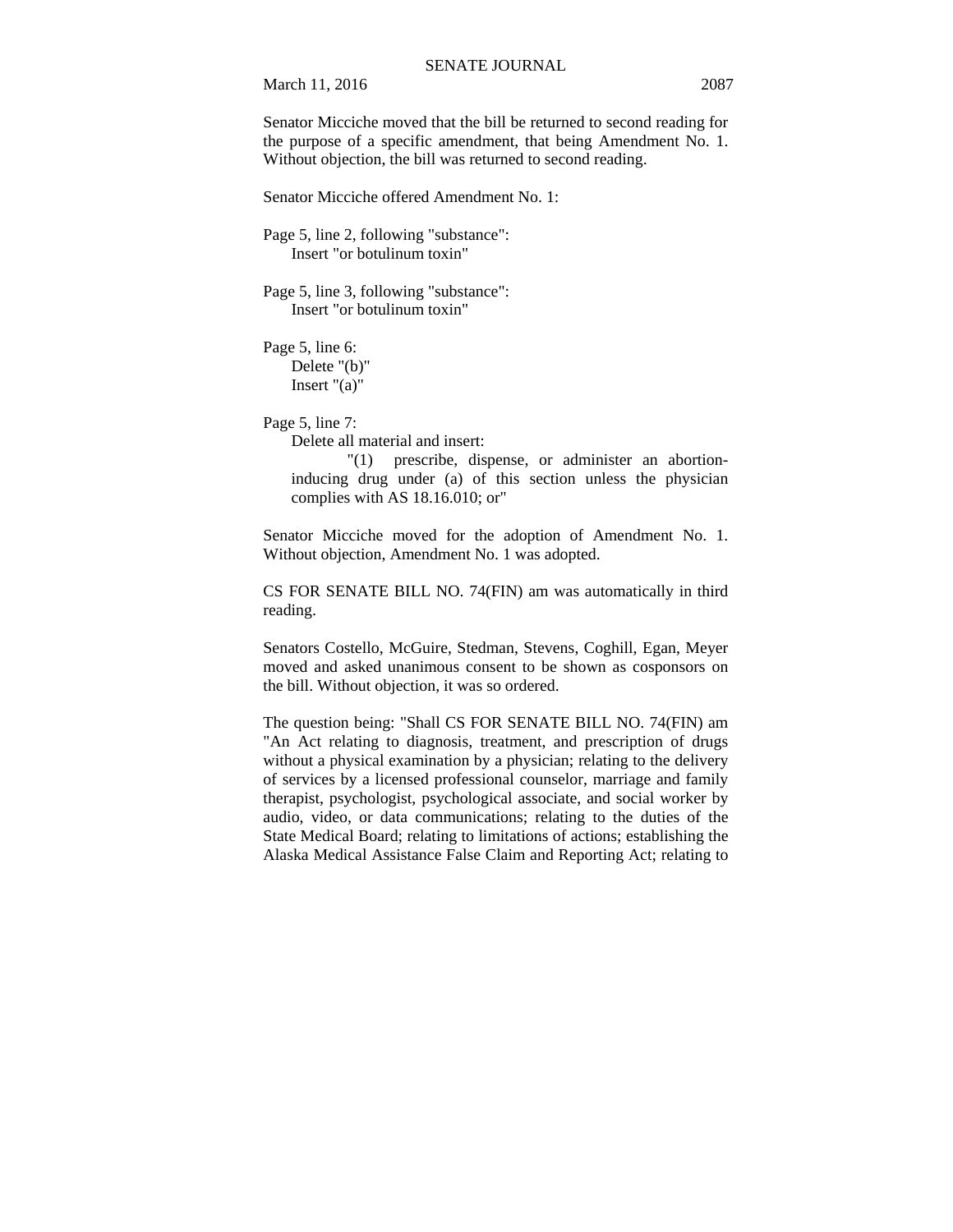Senator Micciche moved that the bill be returned to second reading for the purpose of a specific amendment, that being Amendment No. 1. Without objection, the bill was returned to second reading.

Senator Micciche offered Amendment No. 1:

Page 5, line 2, following "substance":
Insert "or botulinum toxin"

Page 5, line 3, following "substance":
Insert "or botulinum toxin"

Page 5, line 6:
Delete "(b)"
Insert "(a)"

Page 5, line 7:
Delete all material and insert:
"(1) prescribe, dispense, or administer an abortion-inducing drug under (a) of this section unless the physician complies with AS 18.16.010; or"

Senator Micciche moved for the adoption of Amendment No. 1. Without objection, Amendment No. 1 was adopted.

CS FOR SENATE BILL NO. 74(FIN) am was automatically in third reading.

Senators Costello, McGuire, Stedman, Stevens, Coghill, Egan, Meyer moved and asked unanimous consent to be shown as cosponsors on the bill. Without objection, it was so ordered.

The question being: "Shall CS FOR SENATE BILL NO. 74(FIN) am "An Act relating to diagnosis, treatment, and prescription of drugs without a physical examination by a physician; relating to the delivery of services by a licensed professional counselor, marriage and family therapist, psychologist, psychological associate, and social worker by audio, video, or data communications; relating to the duties of the State Medical Board; relating to limitations of actions; establishing the Alaska Medical Assistance False Claim and Reporting Act; relating to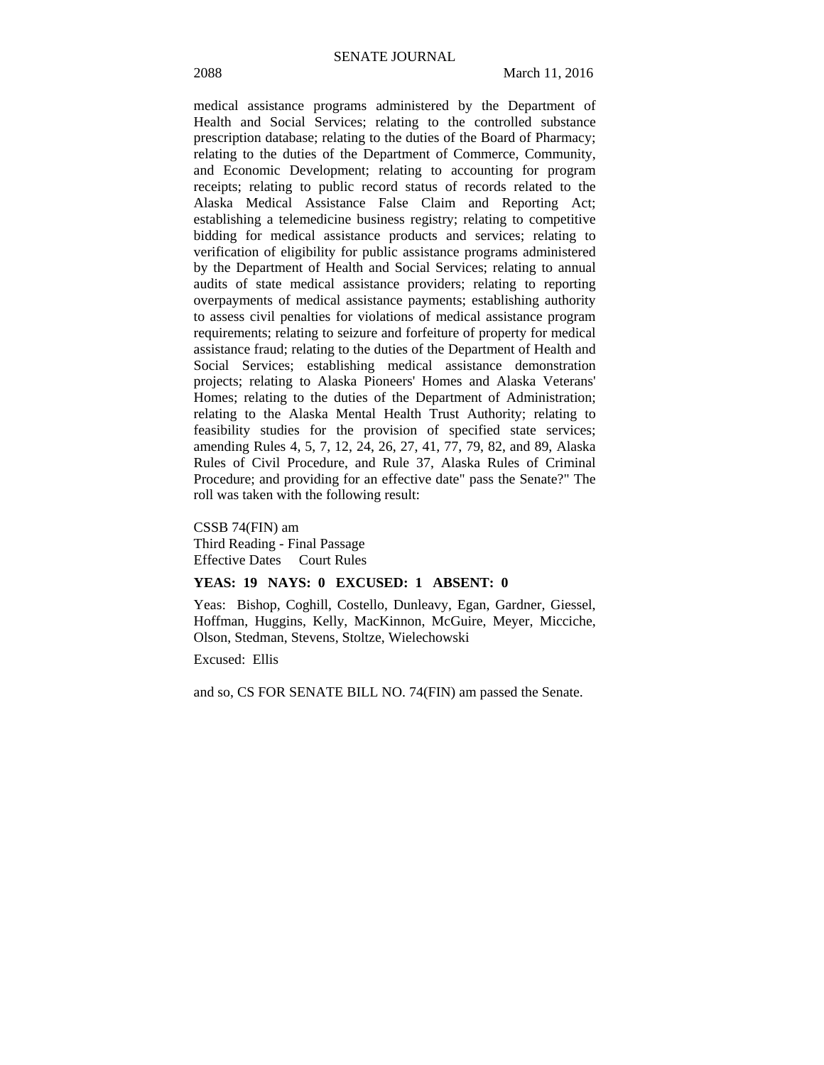medical assistance programs administered by the Department of Health and Social Services; relating to the controlled substance prescription database; relating to the duties of the Board of Pharmacy; relating to the duties of the Department of Commerce, Community, and Economic Development; relating to accounting for program receipts; relating to public record status of records related to the Alaska Medical Assistance False Claim and Reporting Act; establishing a telemedicine business registry; relating to competitive bidding for medical assistance products and services; relating to verification of eligibility for public assistance programs administered by the Department of Health and Social Services; relating to annual audits of state medical assistance providers; relating to reporting overpayments of medical assistance payments; establishing authority to assess civil penalties for violations of medical assistance program requirements; relating to seizure and forfeiture of property for medical assistance fraud; relating to the duties of the Department of Health and Social Services; establishing medical assistance demonstration projects; relating to Alaska Pioneers' Homes and Alaska Veterans' Homes; relating to the duties of the Department of Administration; relating to the Alaska Mental Health Trust Authority; relating to feasibility studies for the provision of specified state services; amending Rules 4, 5, 7, 12, 24, 26, 27, 41, 77, 79, 82, and 89, Alaska Rules of Civil Procedure, and Rule 37, Alaska Rules of Criminal Procedure; and providing for an effective date" pass the Senate?" The roll was taken with the following result:

CSSB 74(FIN) am
Third Reading - Final Passage
Effective Dates     Court Rules

**YEAS: 19 NAYS: 0 EXCUSED: 1 ABSENT: 0**

Yeas: Bishop, Coghill, Costello, Dunleavy, Egan, Gardner, Giessel, Hoffman, Huggins, Kelly, MacKinnon, McGuire, Meyer, Micciche, Olson, Stedman, Stevens, Stoltze, Wielechowski

Excused: Ellis

and so, CS FOR SENATE BILL NO. 74(FIN) am passed the Senate.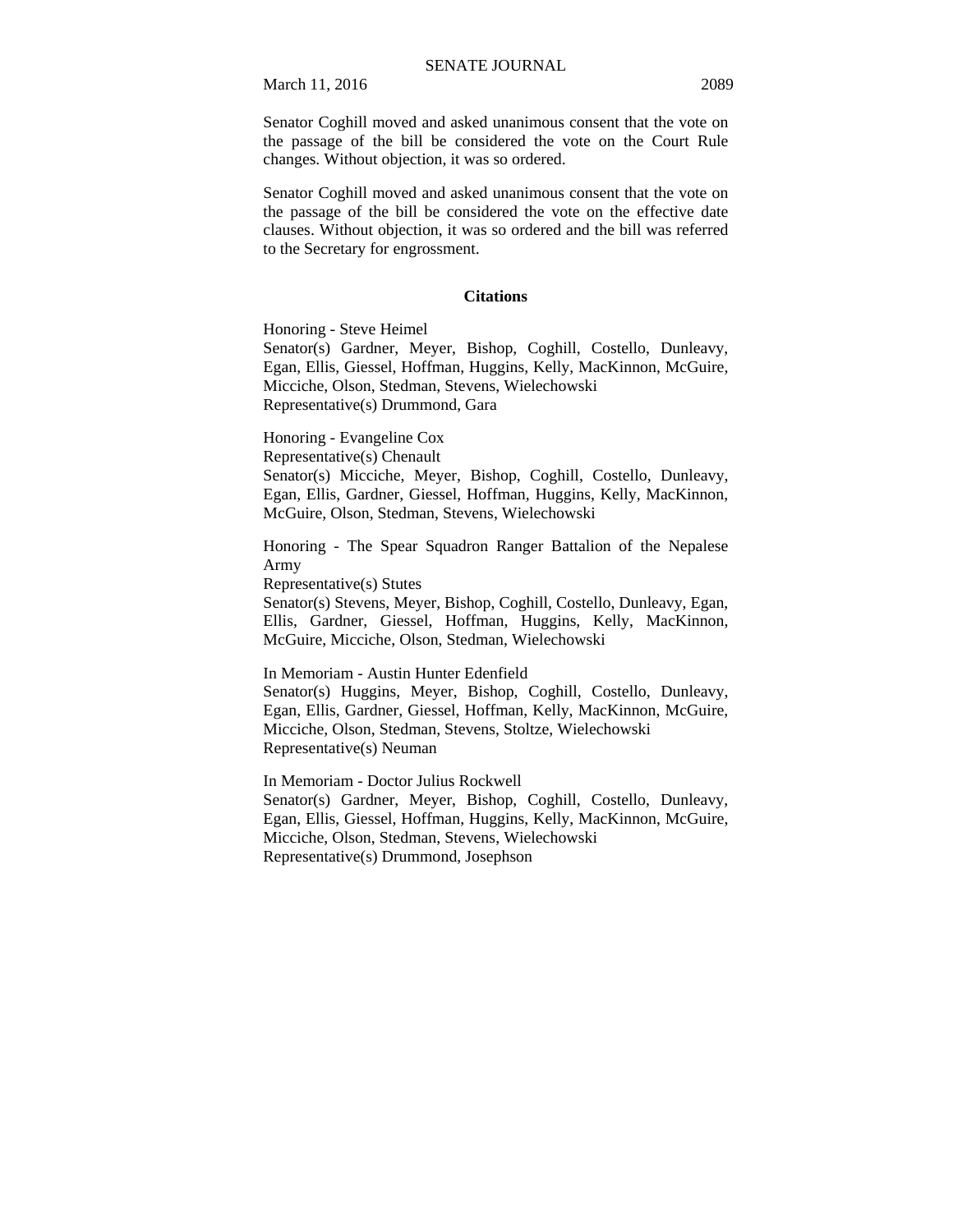Senator Coghill moved and asked unanimous consent that the vote on the passage of the bill be considered the vote on the Court Rule changes. Without objection, it was so ordered.

Senator Coghill moved and asked unanimous consent that the vote on the passage of the bill be considered the vote on the effective date clauses. Without objection, it was so ordered and the bill was referred to the Secretary for engrossment.

**Citations**

Honoring - Steve Heimel
Senator(s) Gardner, Meyer, Bishop, Coghill, Costello, Dunleavy, Egan, Ellis, Giessel, Hoffman, Huggins, Kelly, MacKinnon, McGuire, Micciche, Olson, Stedman, Stevens, Wielechowski
Representative(s) Drummond, Gara

Honoring - Evangeline Cox
Representative(s) Chenault
Senator(s) Micciche, Meyer, Bishop, Coghill, Costello, Dunleavy, Egan, Ellis, Gardner, Giessel, Hoffman, Huggins, Kelly, MacKinnon, McGuire, Olson, Stedman, Stevens, Wielechowski

Honoring - The Spear Squadron Ranger Battalion of the Nepalese Army
Representative(s) Stutes
Senator(s) Stevens, Meyer, Bishop, Coghill, Costello, Dunleavy, Egan, Ellis, Gardner, Giessel, Hoffman, Huggins, Kelly, MacKinnon, McGuire, Micciche, Olson, Stedman, Wielechowski

In Memoriam - Austin Hunter Edenfield
Senator(s) Huggins, Meyer, Bishop, Coghill, Costello, Dunleavy, Egan, Ellis, Gardner, Giessel, Hoffman, Kelly, MacKinnon, McGuire, Micciche, Olson, Stedman, Stevens, Stoltze, Wielechowski
Representative(s) Neuman

In Memoriam - Doctor Julius Rockwell
Senator(s) Gardner, Meyer, Bishop, Coghill, Costello, Dunleavy, Egan, Ellis, Giessel, Hoffman, Huggins, Kelly, MacKinnon, McGuire, Micciche, Olson, Stedman, Stevens, Wielechowski
Representative(s) Drummond, Josephson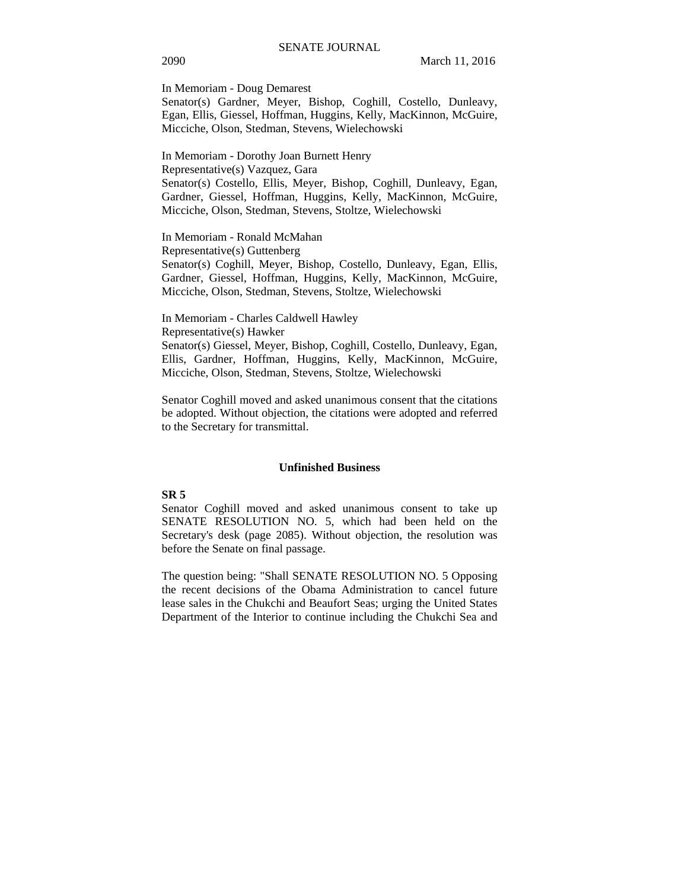In Memoriam - Doug Demarest
Senator(s) Gardner, Meyer, Bishop, Coghill, Costello, Dunleavy, Egan, Ellis, Giessel, Hoffman, Huggins, Kelly, MacKinnon, McGuire, Micciche, Olson, Stedman, Stevens, Wielechowski

In Memoriam - Dorothy Joan Burnett Henry
Representative(s) Vazquez, Gara
Senator(s) Costello, Ellis, Meyer, Bishop, Coghill, Dunleavy, Egan, Gardner, Giessel, Hoffman, Huggins, Kelly, MacKinnon, McGuire, Micciche, Olson, Stedman, Stevens, Stoltze, Wielechowski

In Memoriam - Ronald McMahan
Representative(s) Guttenberg
Senator(s) Coghill, Meyer, Bishop, Costello, Dunleavy, Egan, Ellis, Gardner, Giessel, Hoffman, Huggins, Kelly, MacKinnon, McGuire, Micciche, Olson, Stedman, Stevens, Stoltze, Wielechowski

In Memoriam - Charles Caldwell Hawley
Representative(s) Hawker
Senator(s) Giessel, Meyer, Bishop, Coghill, Costello, Dunleavy, Egan, Ellis, Gardner, Hoffman, Huggins, Kelly, MacKinnon, McGuire, Micciche, Olson, Stedman, Stevens, Stoltze, Wielechowski

Senator Coghill moved and asked unanimous consent that the citations be adopted. Without objection, the citations were adopted and referred to the Secretary for transmittal.

## Unfinished Business

**SR 5**
Senator Coghill moved and asked unanimous consent to take up SENATE RESOLUTION NO. 5, which had been held on the Secretary's desk (page 2085). Without objection, the resolution was before the Senate on final passage.

The question being: "Shall SENATE RESOLUTION NO. 5 Opposing the recent decisions of the Obama Administration to cancel future lease sales in the Chukchi and Beaufort Seas; urging the United States Department of the Interior to continue including the Chukchi Sea and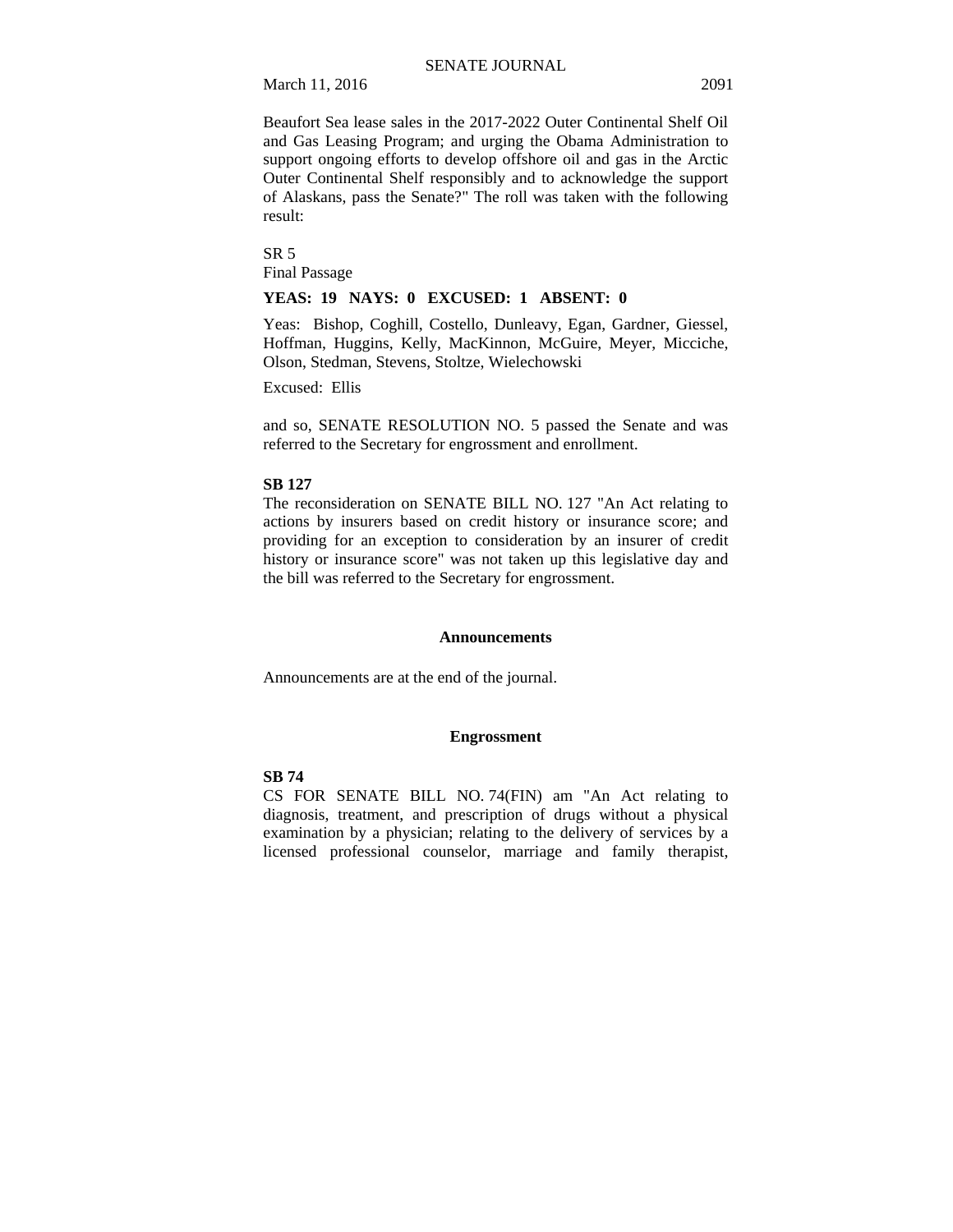Beaufort Sea lease sales in the 2017-2022 Outer Continental Shelf Oil and Gas Leasing Program; and urging the Obama Administration to support ongoing efforts to develop offshore oil and gas in the Arctic Outer Continental Shelf responsibly and to acknowledge the support of Alaskans, pass the Senate?" The roll was taken with the following result:

SR 5
Final Passage

**YEAS: 19 NAYS: 0 EXCUSED: 1 ABSENT: 0**

Yeas: Bishop, Coghill, Costello, Dunleavy, Egan, Gardner, Giessel, Hoffman, Huggins, Kelly, MacKinnon, McGuire, Meyer, Micciche, Olson, Stedman, Stevens, Stoltze, Wielechowski

Excused: Ellis

and so, SENATE RESOLUTION NO. 5 passed the Senate and was referred to the Secretary for engrossment and enrollment.

**SB 127**
The reconsideration on SENATE BILL NO. 127 "An Act relating to actions by insurers based on credit history or insurance score; and providing for an exception to consideration by an insurer of credit history or insurance score" was not taken up this legislative day and the bill was referred to the Secretary for engrossment.

## Announcements

Announcements are at the end of the journal.

## Engrossment

**SB 74**
CS FOR SENATE BILL NO. 74(FIN) am "An Act relating to diagnosis, treatment, and prescription of drugs without a physical examination by a physician; relating to the delivery of services by a licensed professional counselor, marriage and family therapist,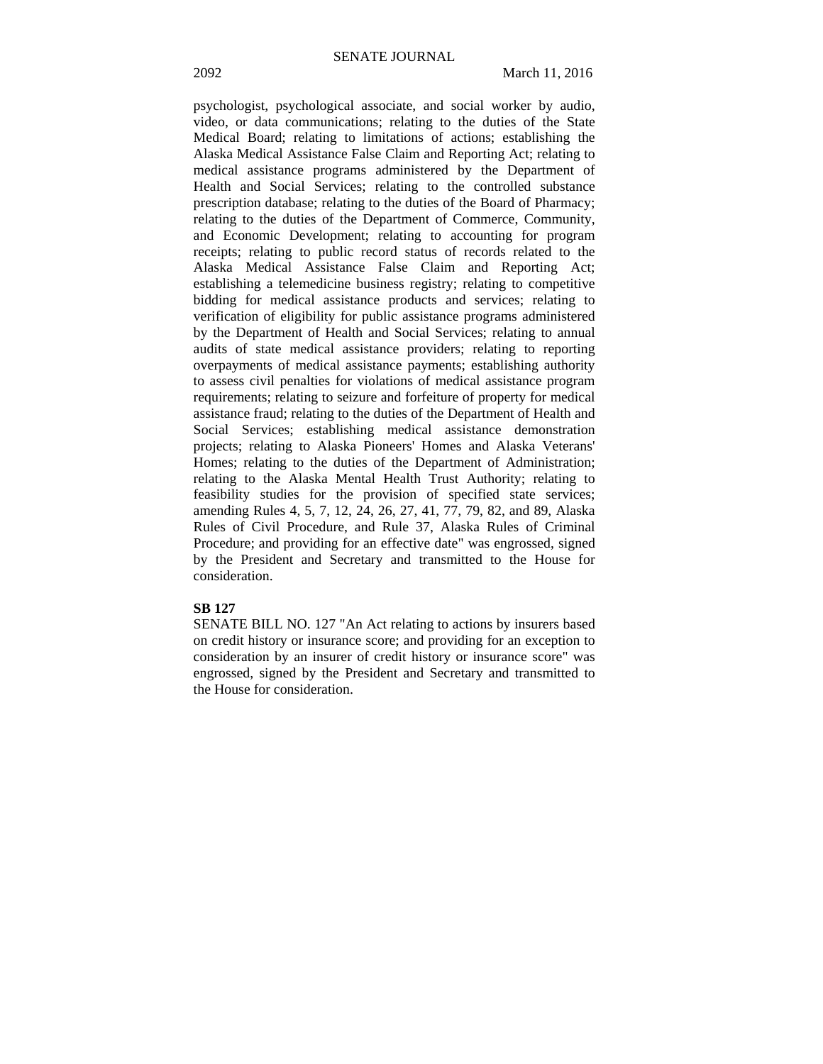psychologist, psychological associate, and social worker by audio, video, or data communications; relating to the duties of the State Medical Board; relating to limitations of actions; establishing the Alaska Medical Assistance False Claim and Reporting Act; relating to medical assistance programs administered by the Department of Health and Social Services; relating to the controlled substance prescription database; relating to the duties of the Board of Pharmacy; relating to the duties of the Department of Commerce, Community, and Economic Development; relating to accounting for program receipts; relating to public record status of records related to the Alaska Medical Assistance False Claim and Reporting Act; establishing a telemedicine business registry; relating to competitive bidding for medical assistance products and services; relating to verification of eligibility for public assistance programs administered by the Department of Health and Social Services; relating to annual audits of state medical assistance providers; relating to reporting overpayments of medical assistance payments; establishing authority to assess civil penalties for violations of medical assistance program requirements; relating to seizure and forfeiture of property for medical assistance fraud; relating to the duties of the Department of Health and Social Services; establishing medical assistance demonstration projects; relating to Alaska Pioneers' Homes and Alaska Veterans' Homes; relating to the duties of the Department of Administration; relating to the Alaska Mental Health Trust Authority; relating to feasibility studies for the provision of specified state services; amending Rules 4, 5, 7, 12, 24, 26, 27, 41, 77, 79, 82, and 89, Alaska Rules of Civil Procedure, and Rule 37, Alaska Rules of Criminal Procedure; and providing for an effective date" was engrossed, signed by the President and Secretary and transmitted to the House for consideration.

**SB 127**

SENATE BILL NO. 127 "An Act relating to actions by insurers based on credit history or insurance score; and providing for an exception to consideration by an insurer of credit history or insurance score" was engrossed, signed by the President and Secretary and transmitted to the House for consideration.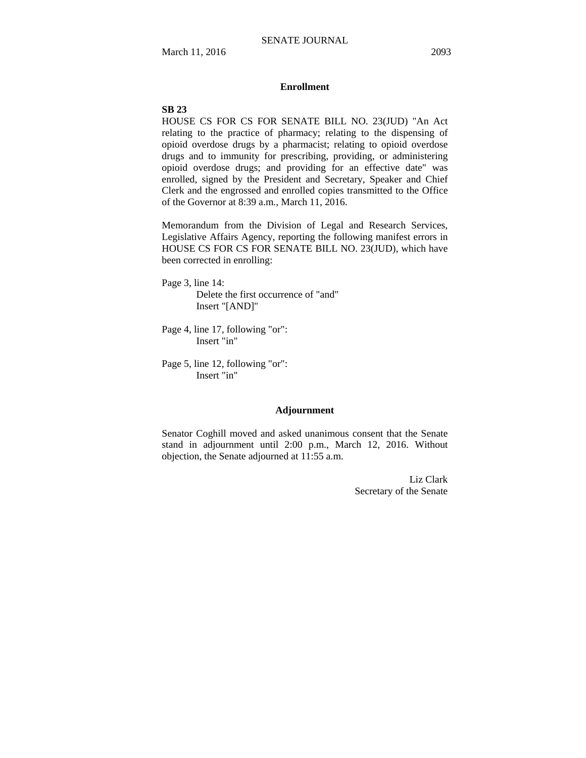## Enrollment

**SB 23**

HOUSE CS FOR CS FOR SENATE BILL NO. 23(JUD) "An Act relating to the practice of pharmacy; relating to the dispensing of opioid overdose drugs by a pharmacist; relating to opioid overdose drugs and to immunity for prescribing, providing, or administering opioid overdose drugs; and providing for an effective date" was enrolled, signed by the President and Secretary, Speaker and Chief Clerk and the engrossed and enrolled copies transmitted to the Office of the Governor at 8:39 a.m., March 11, 2016.

Memorandum from the Division of Legal and Research Services, Legislative Affairs Agency, reporting the following manifest errors in HOUSE CS FOR CS FOR SENATE BILL NO. 23(JUD), which have been corrected in enrolling:

Page 3, line 14:
 Delete the first occurrence of "and"
 Insert "[AND]"

Page 4, line 17, following "or":
 Insert "in"

Page 5, line 12, following "or":
 Insert "in"

## Adjournment

Senator Coghill moved and asked unanimous consent that the Senate stand in adjournment until 2:00 p.m., March 12, 2016. Without objection, the Senate adjourned at 11:55 a.m.

Liz Clark
Secretary of the Senate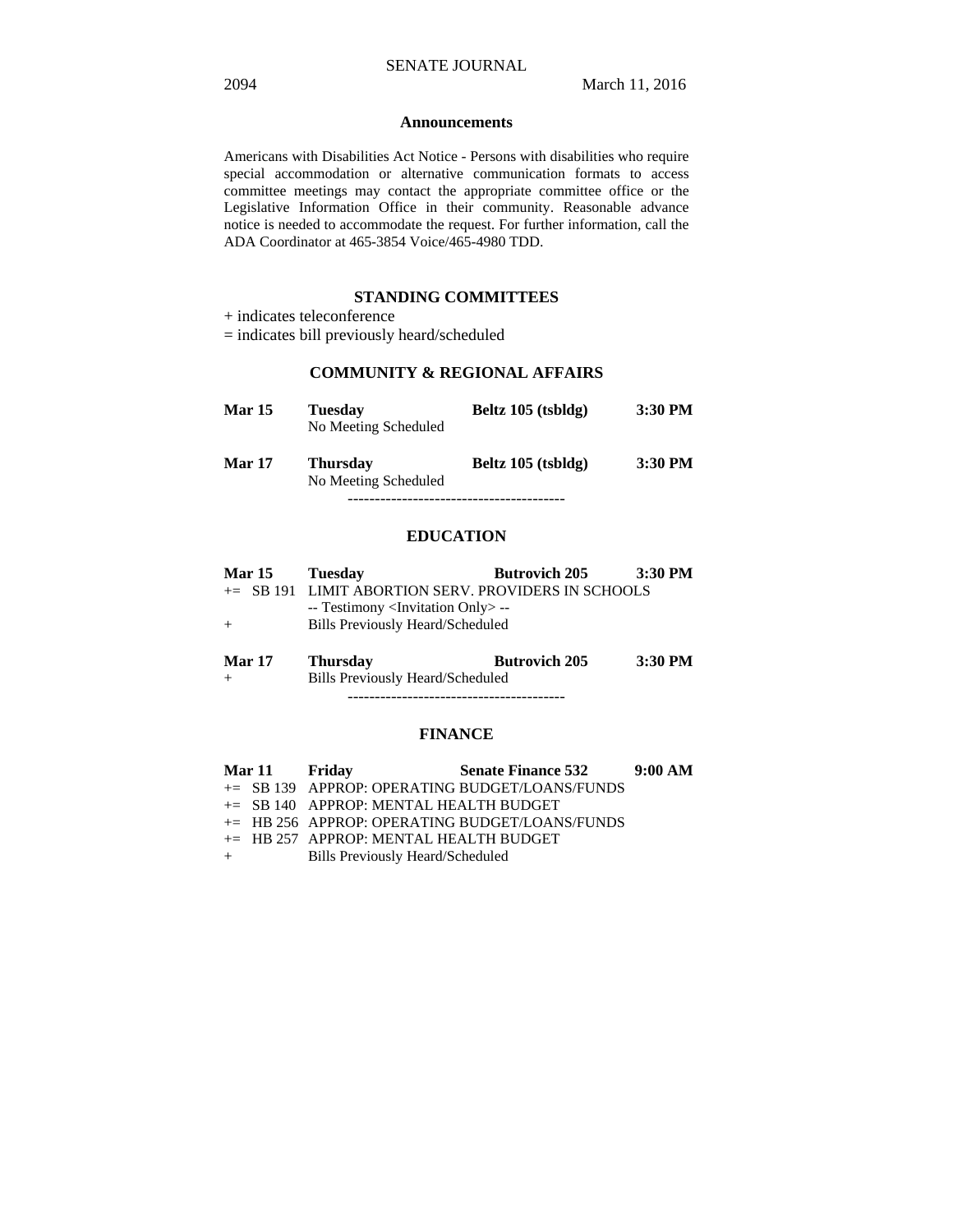## Announcements

Americans with Disabilities Act Notice - Persons with disabilities who require special accommodation or alternative communication formats to access committee meetings may contact the appropriate committee office or the Legislative Information Office in their community. Reasonable advance notice is needed to accommodate the request. For further information, call the ADA Coordinator at 465-3854 Voice/465-4980 TDD.

## STANDING COMMITTEES

+ indicates teleconference
= indicates bill previously heard/scheduled

### COMMUNITY & REGIONAL AFFAIRS

**Mar 15** **Tuesday** **Beltz 105 (tsbldg)** **3:30 PM**
No Meeting Scheduled

**Mar 17** **Thursday** **Beltz 105 (tsbldg)** **3:30 PM**
No Meeting Scheduled

----------------------------------------

### EDUCATION

**Mar 15** **Tuesday** **Butrovich 205** **3:30 PM**
+= SB 191 LIMIT ABORTION SERV. PROVIDERS IN SCHOOLS
-- Testimony <Invitation Only> --
+ Bills Previously Heard/Scheduled

**Mar 17** **Thursday** **Butrovich 205** **3:30 PM**
+ Bills Previously Heard/Scheduled

----------------------------------------

### FINANCE

**Mar 11** **Friday** **Senate Finance 532** **9:00 AM**
+= SB 139 APPROP: OPERATING BUDGET/LOANS/FUNDS
+= SB 140 APPROP: MENTAL HEALTH BUDGET
+= HB 256 APPROP: OPERATING BUDGET/LOANS/FUNDS
+= HB 257 APPROP: MENTAL HEALTH BUDGET
+ Bills Previously Heard/Scheduled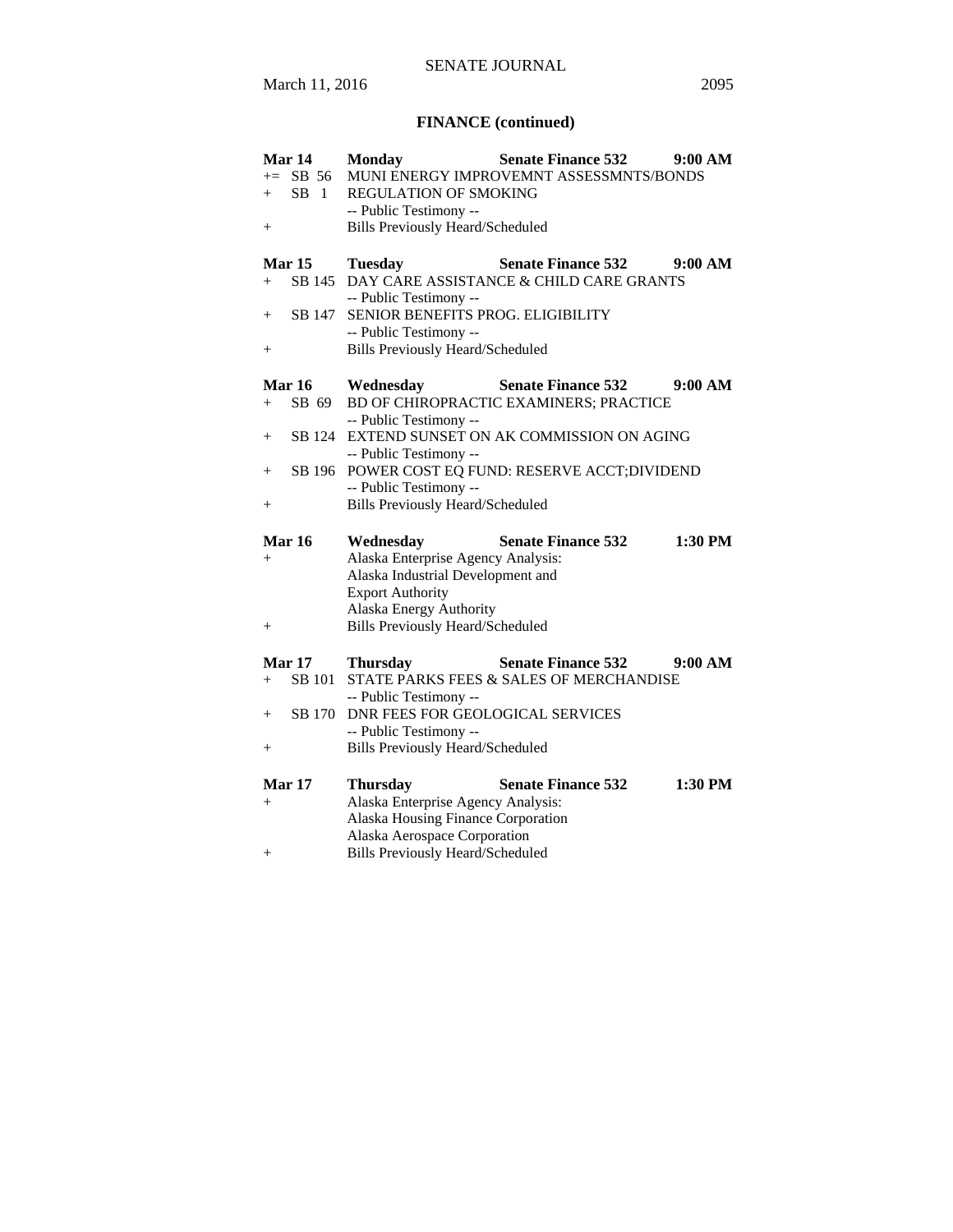## FINANCE (continued)

**Mar 14** **Monday** **Senate Finance 532** **9:00 AM**

+= SB 56 MUNI ENERGY IMPROVEMNT ASSESSMNTS/BONDS
+ SB 1 REGULATION OF SMOKING
-- Public Testimony --
+ Bills Previously Heard/Scheduled

**Mar 15** **Tuesday** **Senate Finance 532** **9:00 AM**

+ SB 145 DAY CARE ASSISTANCE & CHILD CARE GRANTS
-- Public Testimony --
+ SB 147 SENIOR BENEFITS PROG. ELIGIBILITY
-- Public Testimony --
+ Bills Previously Heard/Scheduled

**Mar 16** **Wednesday** **Senate Finance 532** **9:00 AM**

+ SB 69 BD OF CHIROPRACTIC EXAMINERS; PRACTICE
-- Public Testimony --
+ SB 124 EXTEND SUNSET ON AK COMMISSION ON AGING
-- Public Testimony --
+ SB 196 POWER COST EQ FUND: RESERVE ACCT;DIVIDEND
-- Public Testimony --
+ Bills Previously Heard/Scheduled

**Mar 16** **Wednesday** **Senate Finance 532** **1:30 PM**

+ Alaska Enterprise Agency Analysis:
Alaska Industrial Development and
Export Authority
Alaska Energy Authority
+ Bills Previously Heard/Scheduled

**Mar 17** **Thursday** **Senate Finance 532** **9:00 AM**

+ SB 101 STATE PARKS FEES & SALES OF MERCHANDISE
-- Public Testimony --
+ SB 170 DNR FEES FOR GEOLOGICAL SERVICES
-- Public Testimony --
+ Bills Previously Heard/Scheduled

**Mar 17** **Thursday** **Senate Finance 532** **1:30 PM**

+ Alaska Enterprise Agency Analysis:
Alaska Housing Finance Corporation
Alaska Aerospace Corporation
+ Bills Previously Heard/Scheduled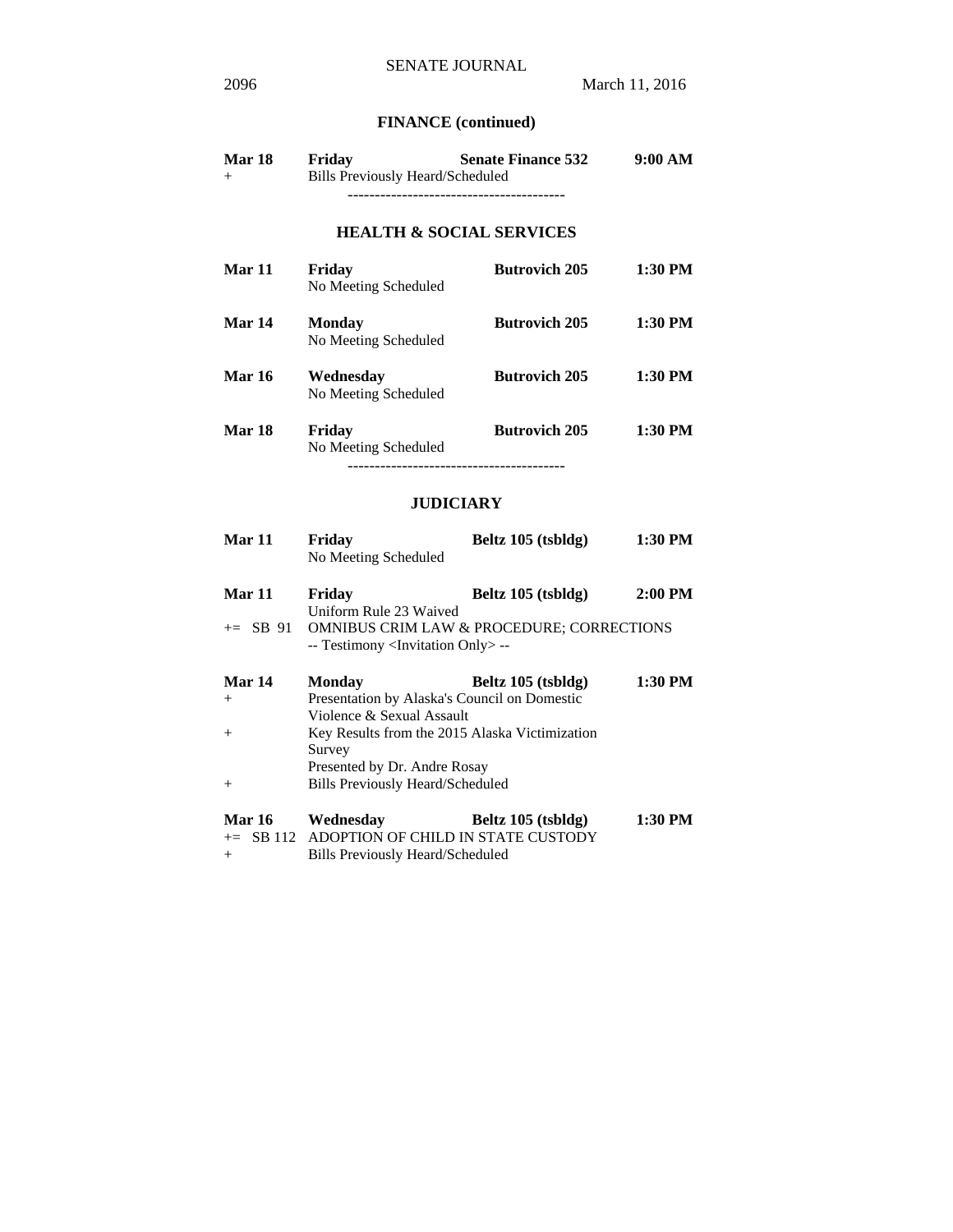## FINANCE (continued)

**Mar 18** **Friday** **Senate Finance 532** **9:00 AM**
+ Bills Previously Heard/Scheduled

----------------------------------------

## HEALTH & SOCIAL SERVICES

**Mar 11** **Friday** **Butrovich 205** **1:30 PM**
No Meeting Scheduled

**Mar 14** **Monday** **Butrovich 205** **1:30 PM**
No Meeting Scheduled

**Mar 16** **Wednesday** **Butrovich 205** **1:30 PM**
No Meeting Scheduled

**Mar 18** **Friday** **Butrovich 205** **1:30 PM**
No Meeting Scheduled

----------------------------------------

## JUDICIARY

**Mar 11** **Friday** **Beltz 105 (tsbldg)** **1:30 PM**
No Meeting Scheduled

**Mar 11** **Friday** **Beltz 105 (tsbldg)** **2:00 PM**
Uniform Rule 23 Waived
+= SB 91 OMNIBUS CRIM LAW & PROCEDURE; CORRECTIONS
-- Testimony <Invitation Only> --

**Mar 14** **Monday** **Beltz 105 (tsbldg)** **1:30 PM**
+ Presentation by Alaska's Council on Domestic Violence & Sexual Assault
+ Key Results from the 2015 Alaska Victimization Survey
Presented by Dr. Andre Rosay
+ Bills Previously Heard/Scheduled

**Mar 16** **Wednesday** **Beltz 105 (tsbldg)** **1:30 PM**
+= SB 112 ADOPTION OF CHILD IN STATE CUSTODY
+ Bills Previously Heard/Scheduled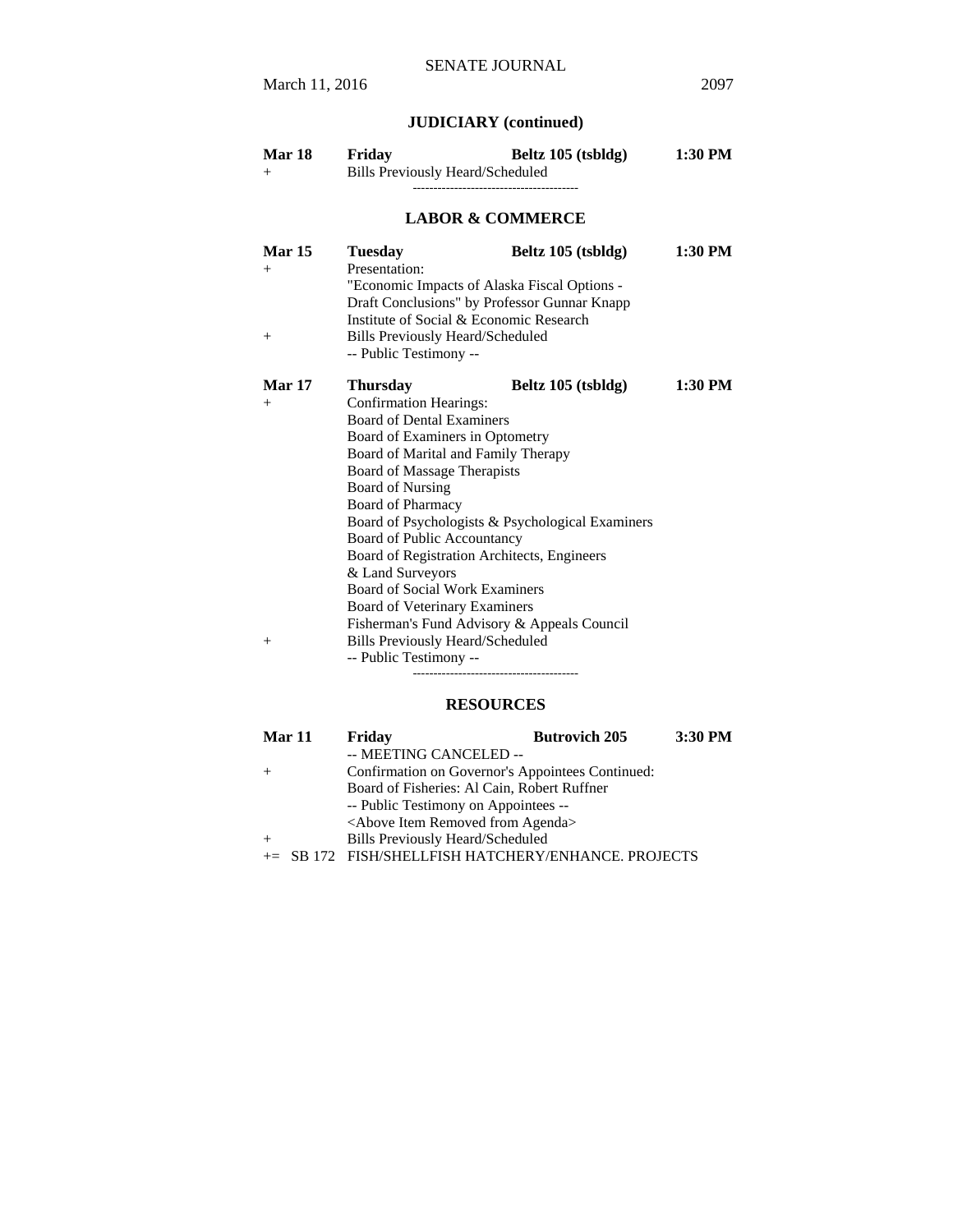## JUDICIARY (continued)

| | | | |
|---|---|---|---|
| **Mar 18** | **Friday** | **Beltz 105 (tsbldg)** | **1:30 PM** |
| + | Bills Previously Heard/Scheduled | | |

----------------------------------------

## LABOR & COMMERCE

| | | | |
|---|---|---|---|
| **Mar 15** | **Tuesday** | **Beltz 105 (tsbldg)** | **1:30 PM** |
| + | Presentation: | | |
| | "Economic Impacts of Alaska Fiscal Options - Draft Conclusions" by Professor Gunnar Knapp Institute of Social & Economic Research | | |
| + | Bills Previously Heard/Scheduled | | |
| | -- Public Testimony -- | | |

| | | | |
|---|---|---|---|
| **Mar 17** | **Thursday** | **Beltz 105 (tsbldg)** | **1:30 PM** |
| + | Confirmation Hearings: | | |
| | Board of Dental Examiners | | |
| | Board of Examiners in Optometry | | |
| | Board of Marital and Family Therapy | | |
| | Board of Massage Therapists | | |
| | Board of Nursing | | |
| | Board of Pharmacy | | |
| | Board of Psychologists & Psychological Examiners | | |
| | Board of Public Accountancy | | |
| | Board of Registration Architects, Engineers & Land Surveyors | | |
| | Board of Social Work Examiners | | |
| | Board of Veterinary Examiners | | |
| | Fisherman's Fund Advisory & Appeals Council | | |
| + | Bills Previously Heard/Scheduled | | |
| | -- Public Testimony -- | | |

----------------------------------------

## RESOURCES

| | | | |
|---|---|---|---|
| **Mar 11** | **Friday** | **Butrovich 205** | **3:30 PM** |
| | -- MEETING CANCELED -- | | |
| + | Confirmation on Governor's Appointees Continued: | | |
| | Board of Fisheries: Al Cain, Robert Ruffner | | |
| | -- Public Testimony on Appointees -- | | |
| | <Above Item Removed from Agenda> | | |
| + | Bills Previously Heard/Scheduled | | |
| += SB 172 | FISH/SHELLFISH HATCHERY/ENHANCE. PROJECTS | | |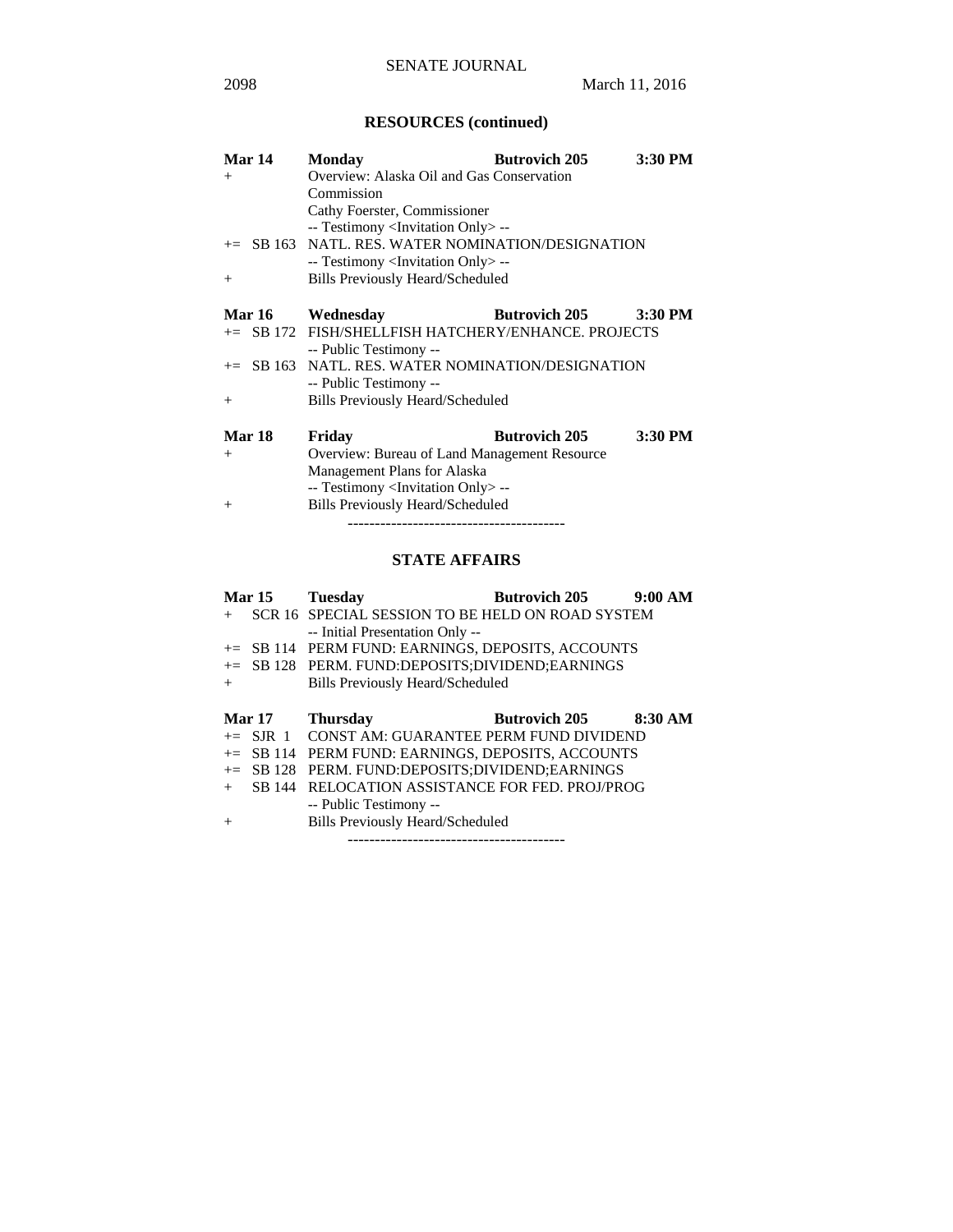## RESOURCES (continued)

**Mar 14** **Monday** **Butrovich 205** **3:30 PM**

+ Overview: Alaska Oil and Gas Conservation Commission
  Cathy Foerster, Commissioner
  -- Testimony <Invitation Only> --

+= SB 163 NATL. RES. WATER NOMINATION/DESIGNATION
  -- Testimony <Invitation Only> --

+ Bills Previously Heard/Scheduled

**Mar 16** **Wednesday** **Butrovich 205** **3:30 PM**

+= SB 172 FISH/SHELLFISH HATCHERY/ENHANCE. PROJECTS
  -- Public Testimony --

+= SB 163 NATL. RES. WATER NOMINATION/DESIGNATION
  -- Public Testimony --

+ Bills Previously Heard/Scheduled

**Mar 18** **Friday** **Butrovich 205** **3:30 PM**

+ Overview: Bureau of Land Management Resource Management Plans for Alaska
  -- Testimony <Invitation Only> --

+ Bills Previously Heard/Scheduled

----------------------------------------

## STATE AFFAIRS

**Mar 15** **Tuesday** **Butrovich 205** **9:00 AM**

+ SCR 16 SPECIAL SESSION TO BE HELD ON ROAD SYSTEM
  -- Initial Presentation Only --

+= SB 114 PERM FUND: EARNINGS, DEPOSITS, ACCOUNTS

+= SB 128 PERM. FUND:DEPOSITS;DIVIDEND;EARNINGS

+ Bills Previously Heard/Scheduled

**Mar 17** **Thursday** **Butrovich 205** **8:30 AM**

+= SJR 1 CONST AM: GUARANTEE PERM FUND DIVIDEND

+= SB 114 PERM FUND: EARNINGS, DEPOSITS, ACCOUNTS

+= SB 128 PERM. FUND:DEPOSITS;DIVIDEND;EARNINGS

+ SB 144 RELOCATION ASSISTANCE FOR FED. PROJ/PROG
  -- Public Testimony --

+ Bills Previously Heard/Scheduled

----------------------------------------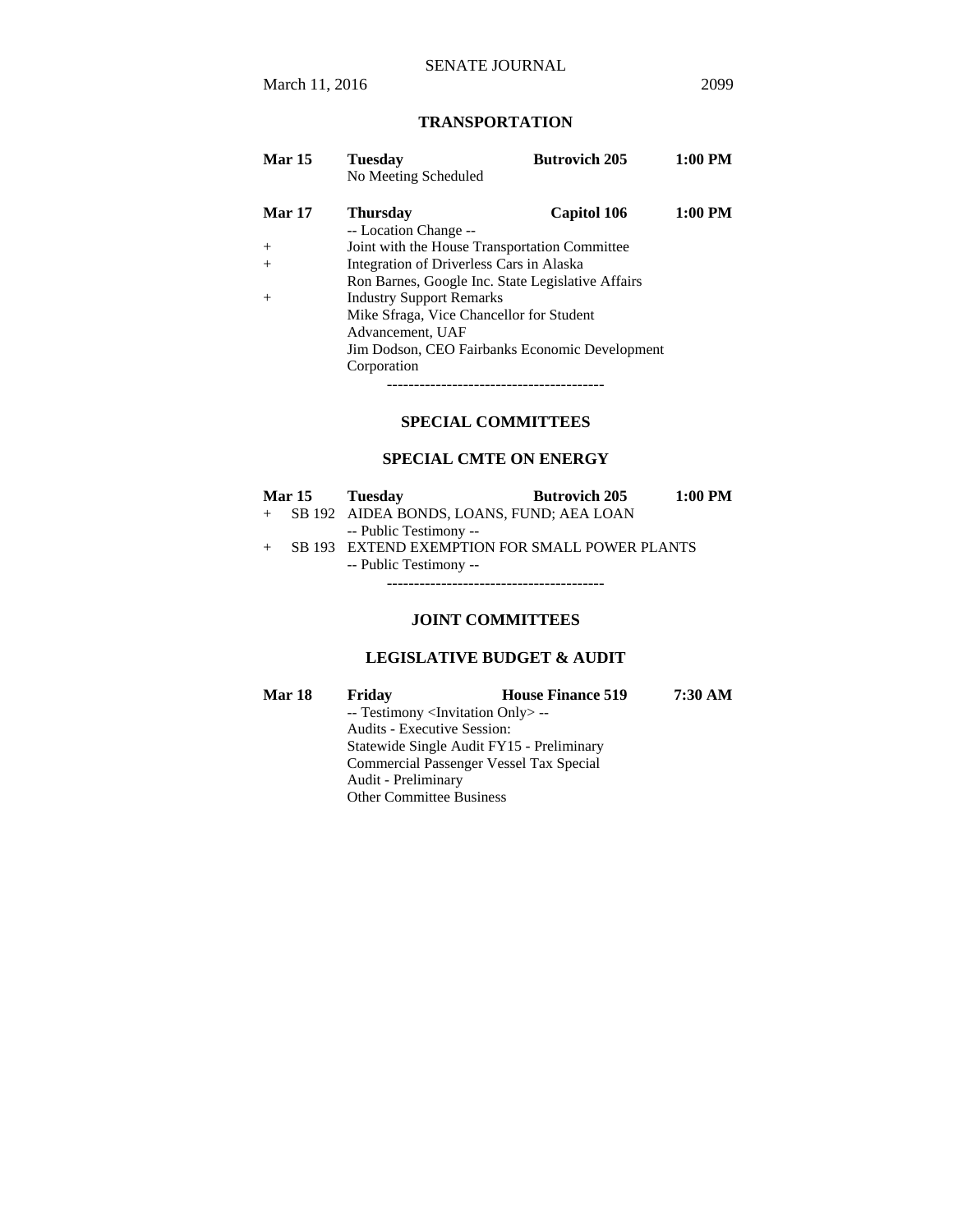## TRANSPORTATION

| | | | |
|---|---|---|---|
| **Mar 15** | **Tuesday** | **Butrovich 205** | **1:00 PM** |
| | No Meeting Scheduled | | |
| **Mar 17** | **Thursday** | **Capitol 106** | **1:00 PM** |
| | -- Location Change -- | | |
| + | Joint with the House Transportation Committee | | |
| + | Integration of Driverless Cars in Alaska | | |
| | Ron Barnes, Google Inc. State Legislative Affairs | | |
| + | Industry Support Remarks | | |
| | Mike Sfraga, Vice Chancellor for Student Advancement, UAF | | |
| | Jim Dodson, CEO Fairbanks Economic Development Corporation | | |

----------------------------------------

## SPECIAL COMMITTEES

### SPECIAL CMTE ON ENERGY

| | | | |
|---|---|---|---|
| **Mar 15** | **Tuesday** | **Butrovich 205** | **1:00 PM** |
| + SB 192 | AIDEA BONDS, LOANS, FUND; AEA LOAN | | |
| | -- Public Testimony -- | | |
| + SB 193 | EXTEND EXEMPTION FOR SMALL POWER PLANTS | | |
| | -- Public Testimony -- | | |

----------------------------------------

## JOINT COMMITTEES

### LEGISLATIVE BUDGET & AUDIT

| | | | |
|---|---|---|---|
| **Mar 18** | **Friday** | **House Finance 519** | **7:30 AM** |
| | -- Testimony <Invitation Only> -- | | |
| | Audits - Executive Session: | | |
| | Statewide Single Audit FY15 - Preliminary | | |
| | Commercial Passenger Vessel Tax Special Audit - Preliminary | | |
| | Other Committee Business | | |